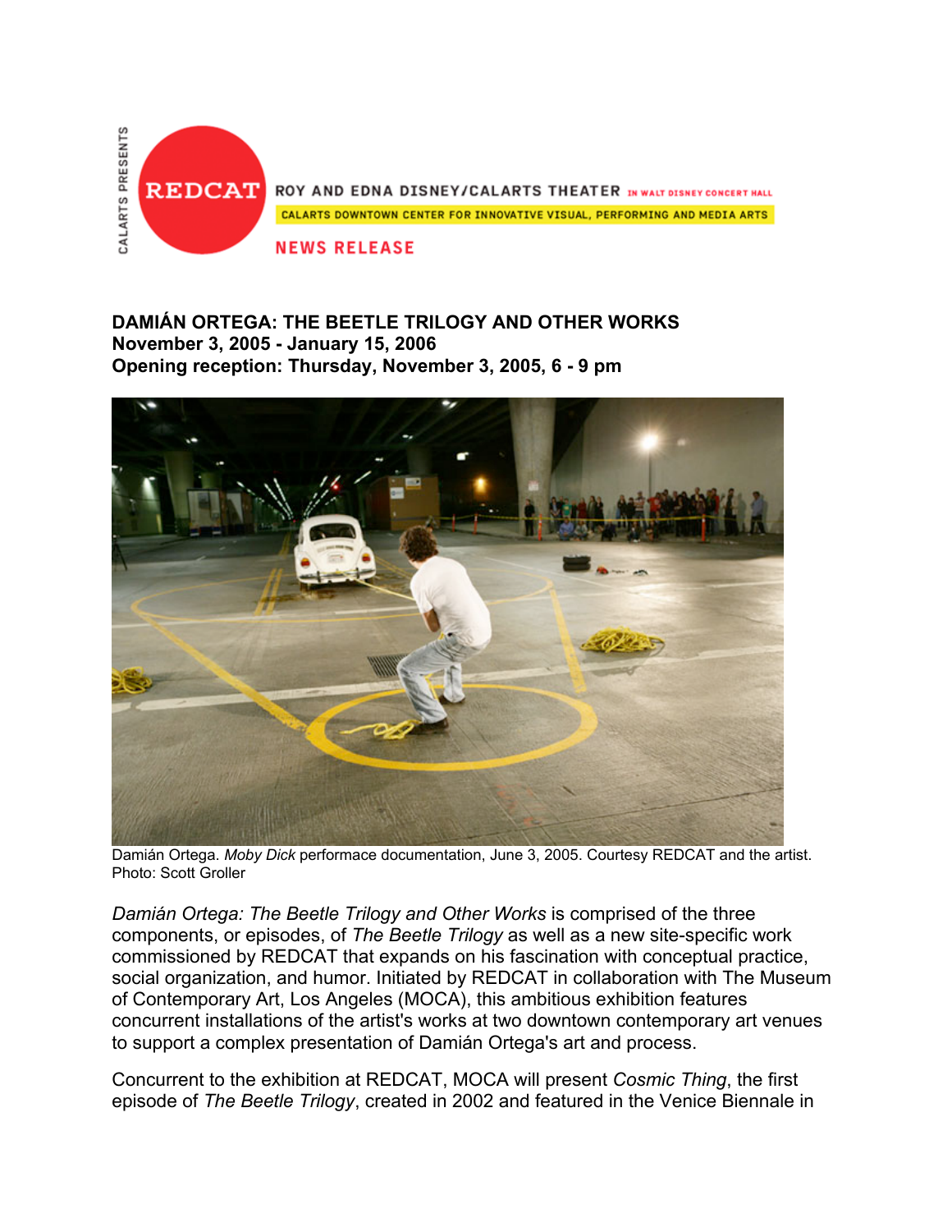CALARTS PRESENTS

REDCAT ROY AND EDNA DISNEY/CALARTS THEATER IN WALT DISNEY CONCERT HALL

CALARTS DOWNTOWN CENTER FOR INNOVATIVE VISUAL, PERFORMING AND MEDIA ARTS

NEWS RELEASE

**DAMIÁN ORTEGA: THE BEETLE TRILOGY AND OTHER WORKS**
**November 3, 2005 - January 15, 2006**
**Opening reception: Thursday, November 3, 2005, 6 - 9 pm**

Damián Ortega. *Moby Dick* performace documentation, June 3, 2005. Courtesy REDCAT and the artist. Photo: Scott Groller

*Damián Ortega: The Beetle Trilogy and Other Works* is comprised of the three components, or episodes, of *The Beetle Trilogy* as well as a new site-specific work commissioned by REDCAT that expands on his fascination with conceptual practice, social organization, and humor. Initiated by REDCAT in collaboration with The Museum of Contemporary Art, Los Angeles (MOCA), this ambitious exhibition features concurrent installations of the artist's works at two downtown contemporary art venues to support a complex presentation of Damián Ortega's art and process.

Concurrent to the exhibition at REDCAT, MOCA will present *Cosmic Thing*, the first episode of *The Beetle Trilogy*, created in 2002 and featured in the Venice Biennale in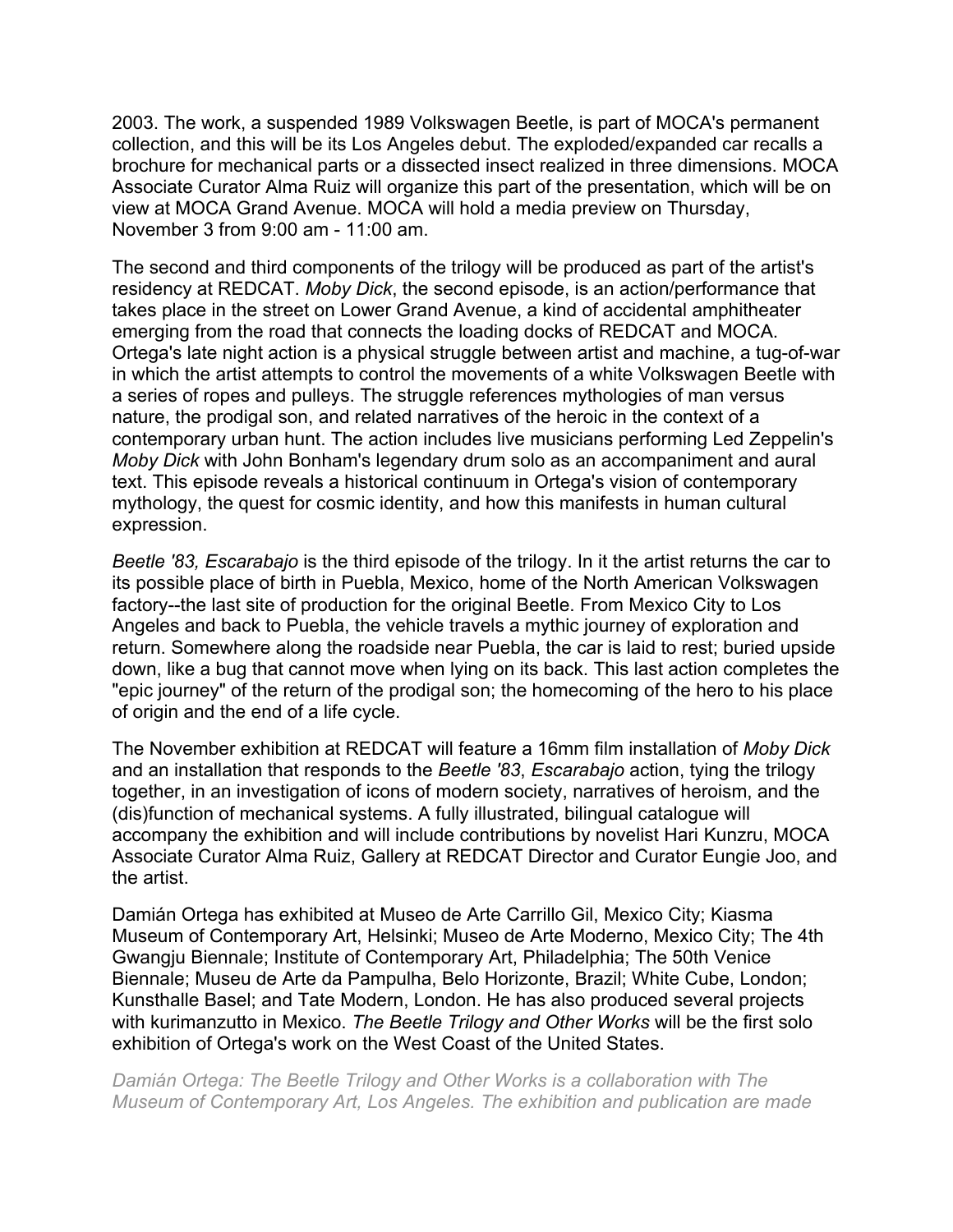2003. The work, a suspended 1989 Volkswagen Beetle, is part of MOCA's permanent collection, and this will be its Los Angeles debut. The exploded/expanded car recalls a brochure for mechanical parts or a dissected insect realized in three dimensions. MOCA Associate Curator Alma Ruiz will organize this part of the presentation, which will be on view at MOCA Grand Avenue. MOCA will hold a media preview on Thursday, November 3 from 9:00 am - 11:00 am.

The second and third components of the trilogy will be produced as part of the artist's residency at REDCAT. *Moby Dick*, the second episode, is an action/performance that takes place in the street on Lower Grand Avenue, a kind of accidental amphitheater emerging from the road that connects the loading docks of REDCAT and MOCA. Ortega's late night action is a physical struggle between artist and machine, a tug-of-war in which the artist attempts to control the movements of a white Volkswagen Beetle with a series of ropes and pulleys. The struggle references mythologies of man versus nature, the prodigal son, and related narratives of the heroic in the context of a contemporary urban hunt. The action includes live musicians performing Led Zeppelin's *Moby Dick* with John Bonham's legendary drum solo as an accompaniment and aural text. This episode reveals a historical continuum in Ortega's vision of contemporary mythology, the quest for cosmic identity, and how this manifests in human cultural expression.

*Beetle '83, Escarabajo* is the third episode of the trilogy. In it the artist returns the car to its possible place of birth in Puebla, Mexico, home of the North American Volkswagen factory--the last site of production for the original Beetle. From Mexico City to Los Angeles and back to Puebla, the vehicle travels a mythic journey of exploration and return. Somewhere along the roadside near Puebla, the car is laid to rest; buried upside down, like a bug that cannot move when lying on its back. This last action completes the "epic journey" of the return of the prodigal son; the homecoming of the hero to his place of origin and the end of a life cycle.

The November exhibition at REDCAT will feature a 16mm film installation of *Moby Dick* and an installation that responds to the *Beetle '83*, *Escarabajo* action, tying the trilogy together, in an investigation of icons of modern society, narratives of heroism, and the (dis)function of mechanical systems. A fully illustrated, bilingual catalogue will accompany the exhibition and will include contributions by novelist Hari Kunzru, MOCA Associate Curator Alma Ruiz, Gallery at REDCAT Director and Curator Eungie Joo, and the artist.

Damián Ortega has exhibited at Museo de Arte Carrillo Gil, Mexico City; Kiasma Museum of Contemporary Art, Helsinki; Museo de Arte Moderno, Mexico City; The 4th Gwangju Biennale; Institute of Contemporary Art, Philadelphia; The 50th Venice Biennale; Museu de Arte da Pampulha, Belo Horizonte, Brazil; White Cube, London; Kunsthalle Basel; and Tate Modern, London. He has also produced several projects with kurimanzutto in Mexico. *The Beetle Trilogy and Other Works* will be the first solo exhibition of Ortega's work on the West Coast of the United States.

*Damián Ortega: The Beetle Trilogy and Other Works is a collaboration with The Museum of Contemporary Art, Los Angeles. The exhibition and publication are made*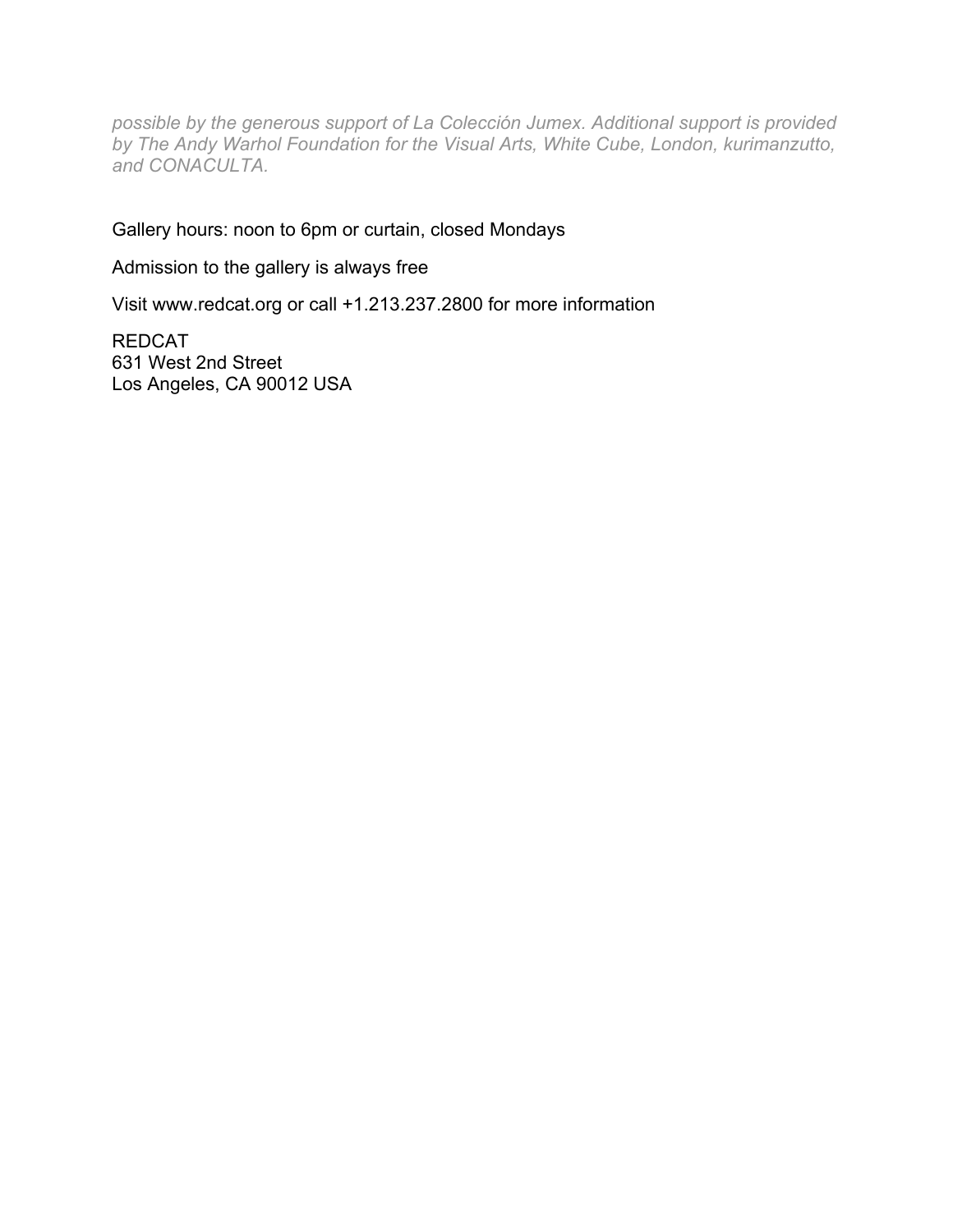*possible by the generous support of La Colección Jumex. Additional support is provided by The Andy Warhol Foundation for the Visual Arts, White Cube, London, kurimanzutto, and CONACULTA.*

Gallery hours: noon to 6pm or curtain, closed Mondays

Admission to the gallery is always free

Visit www.redcat.org or call +1.213.237.2800 for more information

REDCAT
631 West 2nd Street
Los Angeles, CA 90012 USA